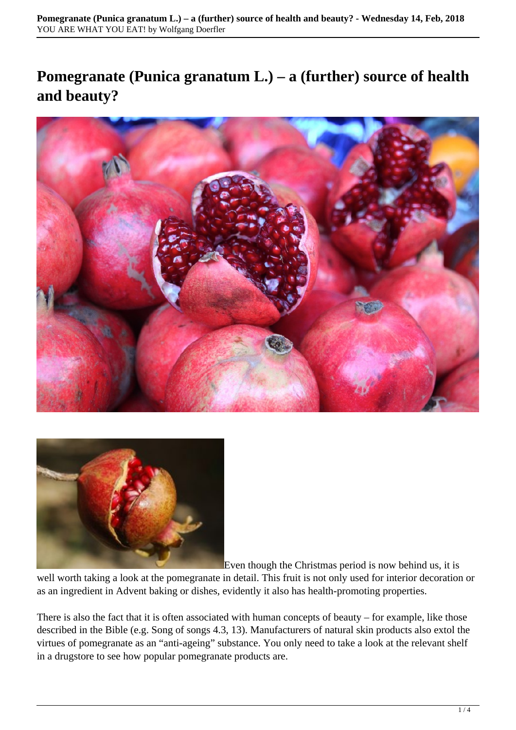# Pomegranate (Punica granatum L.) – a (further) source of health and beauty?

Even though the Christmas period is now behind us, it is well worth taking a look at the pomegranate in detail. This fruit is not only used for interior decoration or as an ingredient in Advent baking or dishes, evidently it also has health-promoting properties.

There is also the fact that it is often associated with human concepts of beauty – for example, like those described in the Bible (e.g. Song of songs 4.3, 13). Manufacturers of natural skin products also extol the virtues of pomegranate as an "anti-ageing" substance. You only need to take a look at the relevant shelf in a drugstore to see how popular pomegranate products are.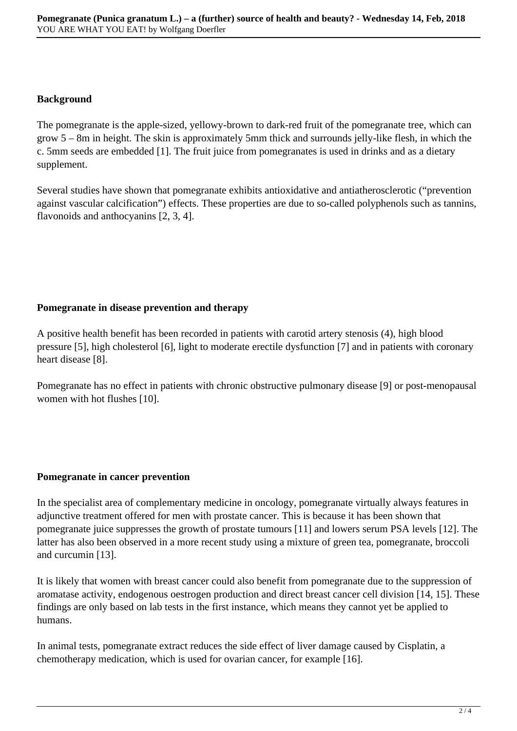## Background

The pomegranate is the apple-sized, yellowy-brown to dark-red fruit of the pomegranate tree, which can grow 5 – 8m in height. The skin is approximately 5mm thick and surrounds jelly-like flesh, in which the c. 5mm seeds are embedded [1]. The fruit juice from pomegranates is used in drinks and as a dietary supplement.

Several studies have shown that pomegranate exhibits antioxidative and antiatherosclerotic ("prevention against vascular calcification") effects. These properties are due to so-called polyphenols such as tannins, flavonoids and anthocyanins [2, 3, 4].

## Pomegranate in disease prevention and therapy

A positive health benefit has been recorded in patients with carotid artery stenosis (4), high blood pressure [5], high cholesterol [6], light to moderate erectile dysfunction [7] and in patients with coronary heart disease [8].

Pomegranate has no effect in patients with chronic obstructive pulmonary disease [9] or post-menopausal women with hot flushes [10].

## Pomegranate in cancer prevention

In the specialist area of complementary medicine in oncology, pomegranate virtually always features in adjunctive treatment offered for men with prostate cancer. This is because it has been shown that pomegranate juice suppresses the growth of prostate tumours [11] and lowers serum PSA levels [12]. The latter has also been observed in a more recent study using a mixture of green tea, pomegranate, broccoli and curcumin [13].

It is likely that women with breast cancer could also benefit from pomegranate due to the suppression of aromatase activity, endogenous oestrogen production and direct breast cancer cell division [14, 15]. These findings are only based on lab tests in the first instance, which means they cannot yet be applied to humans.

In animal tests, pomegranate extract reduces the side effect of liver damage caused by Cisplatin, a chemotherapy medication, which is used for ovarian cancer, for example [16].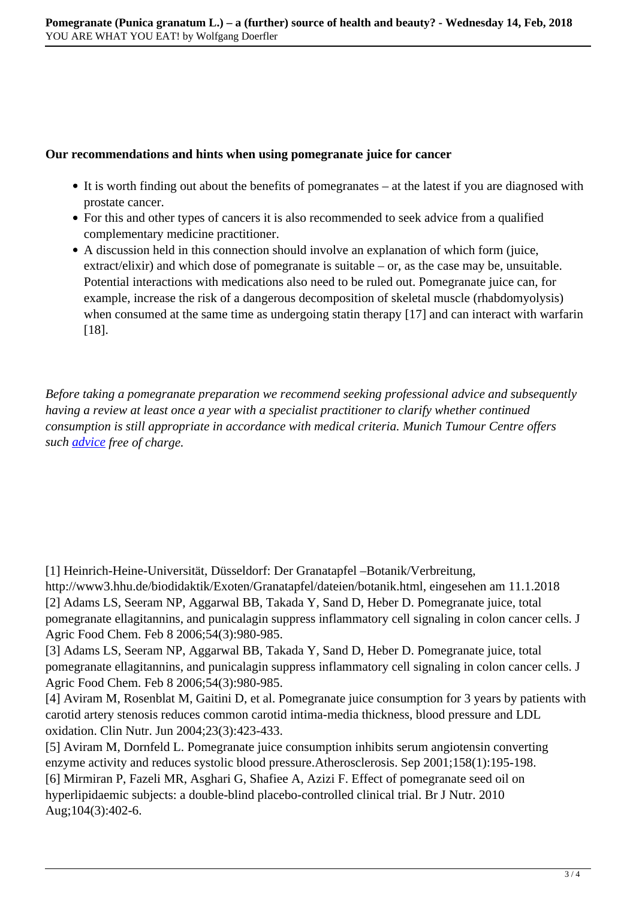**Our recommendations and hints when using pomegranate juice for cancer**

- It is worth finding out about the benefits of pomegranates – at the latest if you are diagnosed with prostate cancer.
- For this and other types of cancers it is also recommended to seek advice from a qualified complementary medicine practitioner.
- A discussion held in this connection should involve an explanation of which form (juice, extract/elixir) and which dose of pomegranate is suitable – or, as the case may be, unsuitable. Potential interactions with medications also need to be ruled out. Pomegranate juice can, for example, increase the risk of a dangerous decomposition of skeletal muscle (rhabdomyolysis) when consumed at the same time as undergoing statin therapy [17] and can interact with warfarin [18].

*Before taking a pomegranate preparation we recommend seeking professional advice and subsequently having a review at least once a year with a specialist practitioner to clarify whether continued consumption is still appropriate in accordance with medical criteria. Munich Tumour Centre offers such [advice](advice) free of charge.*

[1] Heinrich-Heine-Universität, Düsseldorf: Der Granatapfel –Botanik/Verbreitung, http://www3.hhu.de/biodidaktik/Exoten/Granatapfel/dateien/botanik.html, eingesehen am 11.1.2018
[2] Adams LS, Seeram NP, Aggarwal BB, Takada Y, Sand D, Heber D. Pomegranate juice, total pomegranate ellagitannins, and punicalagin suppress inflammatory cell signaling in colon cancer cells. J Agric Food Chem. Feb 8 2006;54(3):980-985.
[3] Adams LS, Seeram NP, Aggarwal BB, Takada Y, Sand D, Heber D. Pomegranate juice, total pomegranate ellagitannins, and punicalagin suppress inflammatory cell signaling in colon cancer cells. J Agric Food Chem. Feb 8 2006;54(3):980-985.
[4] Aviram M, Rosenblat M, Gaitini D, et al. Pomegranate juice consumption for 3 years by patients with carotid artery stenosis reduces common carotid intima-media thickness, blood pressure and LDL oxidation. Clin Nutr. Jun 2004;23(3):423-433.
[5] Aviram M, Dornfeld L. Pomegranate juice consumption inhibits serum angiotensin converting enzyme activity and reduces systolic blood pressure.Atherosclerosis. Sep 2001;158(1):195-198.
[6] Mirmiran P, Fazeli MR, Asghari G, Shafiee A, Azizi F. Effect of pomegranate seed oil on hyperlipidaemic subjects: a double-blind placebo-controlled clinical trial. Br J Nutr. 2010 Aug;104(3):402-6.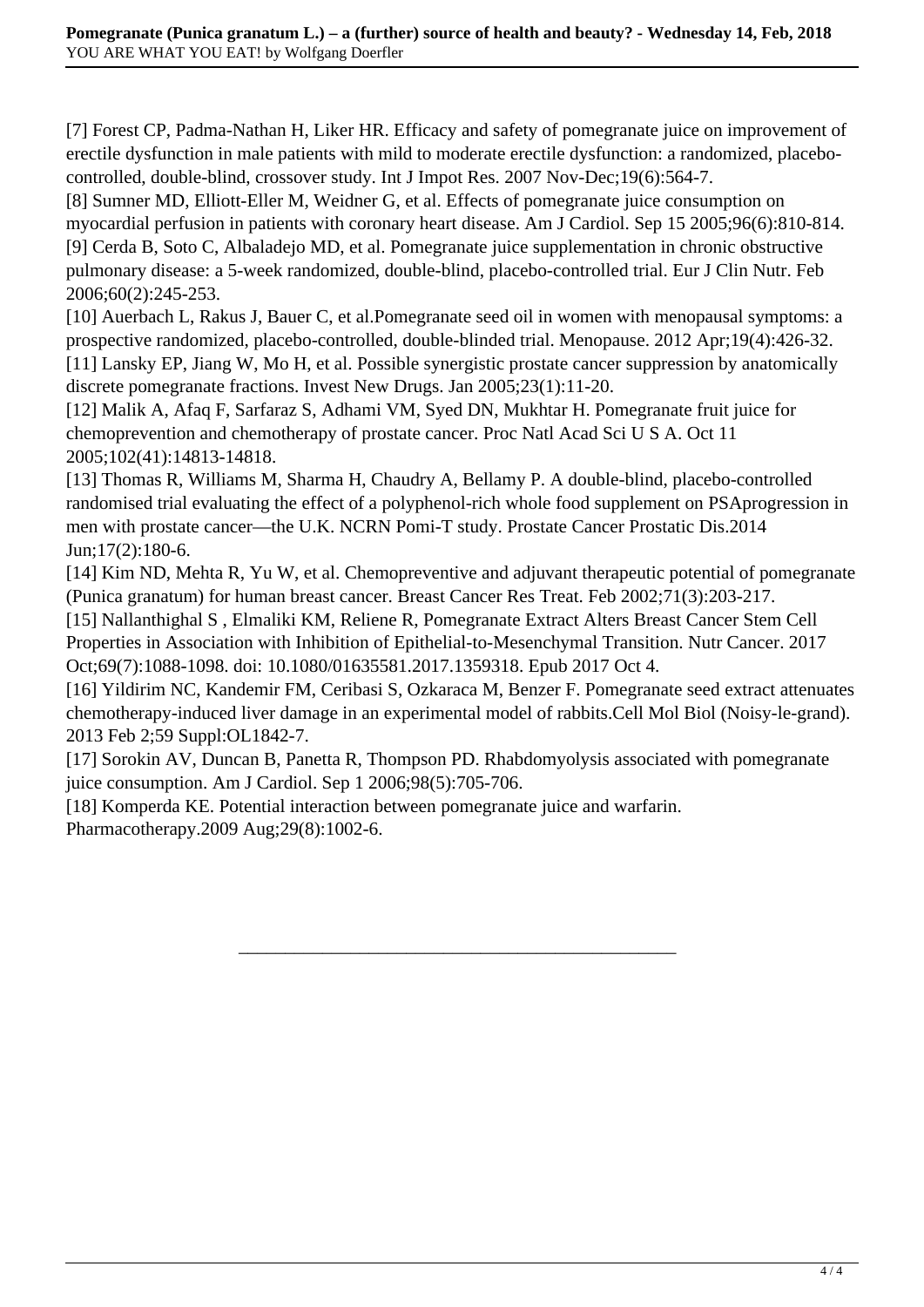[7] Forest CP, Padma-Nathan H, Liker HR. Efficacy and safety of pomegranate juice on improvement of erectile dysfunction in male patients with mild to moderate erectile dysfunction: a randomized, placebo-controlled, double-blind, crossover study. Int J Impot Res. 2007 Nov-Dec;19(6):564-7.
[8] Sumner MD, Elliott-Eller M, Weidner G, et al. Effects of pomegranate juice consumption on myocardial perfusion in patients with coronary heart disease. Am J Cardiol. Sep 15 2005;96(6):810-814.
[9] Cerda B, Soto C, Albaladejo MD, et al. Pomegranate juice supplementation in chronic obstructive pulmonary disease: a 5-week randomized, double-blind, placebo-controlled trial. Eur J Clin Nutr. Feb 2006;60(2):245-253.
[10] Auerbach L, Rakus J, Bauer C, et al.Pomegranate seed oil in women with menopausal symptoms: a prospective randomized, placebo-controlled, double-blinded trial. Menopause. 2012 Apr;19(4):426-32.
[11] Lansky EP, Jiang W, Mo H, et al. Possible synergistic prostate cancer suppression by anatomically discrete pomegranate fractions. Invest New Drugs. Jan 2005;23(1):11-20.
[12] Malik A, Afaq F, Sarfaraz S, Adhami VM, Syed DN, Mukhtar H. Pomegranate fruit juice for chemoprevention and chemotherapy of prostate cancer. Proc Natl Acad Sci U S A. Oct 11 2005;102(41):14813-14818.
[13] Thomas R, Williams M, Sharma H, Chaudry A, Bellamy P. A double-blind, placebo-controlled randomised trial evaluating the effect of a polyphenol-rich whole food supplement on PSAprogression in men with prostate cancer—the U.K. NCRN Pomi-T study. Prostate Cancer Prostatic Dis.2014 Jun;17(2):180-6.
[14] Kim ND, Mehta R, Yu W, et al. Chemopreventive and adjuvant therapeutic potential of pomegranate (Punica granatum) for human breast cancer. Breast Cancer Res Treat. Feb 2002;71(3):203-217.
[15] Nallanthighal S , Elmaliki KM, Reliene R, Pomegranate Extract Alters Breast Cancer Stem Cell Properties in Association with Inhibition of Epithelial-to-Mesenchymal Transition. Nutr Cancer. 2017 Oct;69(7):1088-1098. doi: 10.1080/01635581.2017.1359318. Epub 2017 Oct 4.
[16] Yildirim NC, Kandemir FM, Ceribasi S, Ozkaraca M, Benzer F. Pomegranate seed extract attenuates chemotherapy-induced liver damage in an experimental model of rabbits.Cell Mol Biol (Noisy-le-grand). 2013 Feb 2;59 Suppl:OL1842-7.
[17] Sorokin AV, Duncan B, Panetta R, Thompson PD. Rhabdomyolysis associated with pomegranate juice consumption. Am J Cardiol. Sep 1 2006;98(5):705-706.
[18] Komperda KE. Potential interaction between pomegranate juice and warfarin. Pharmacotherapy.2009 Aug;29(8):1002-6.

---